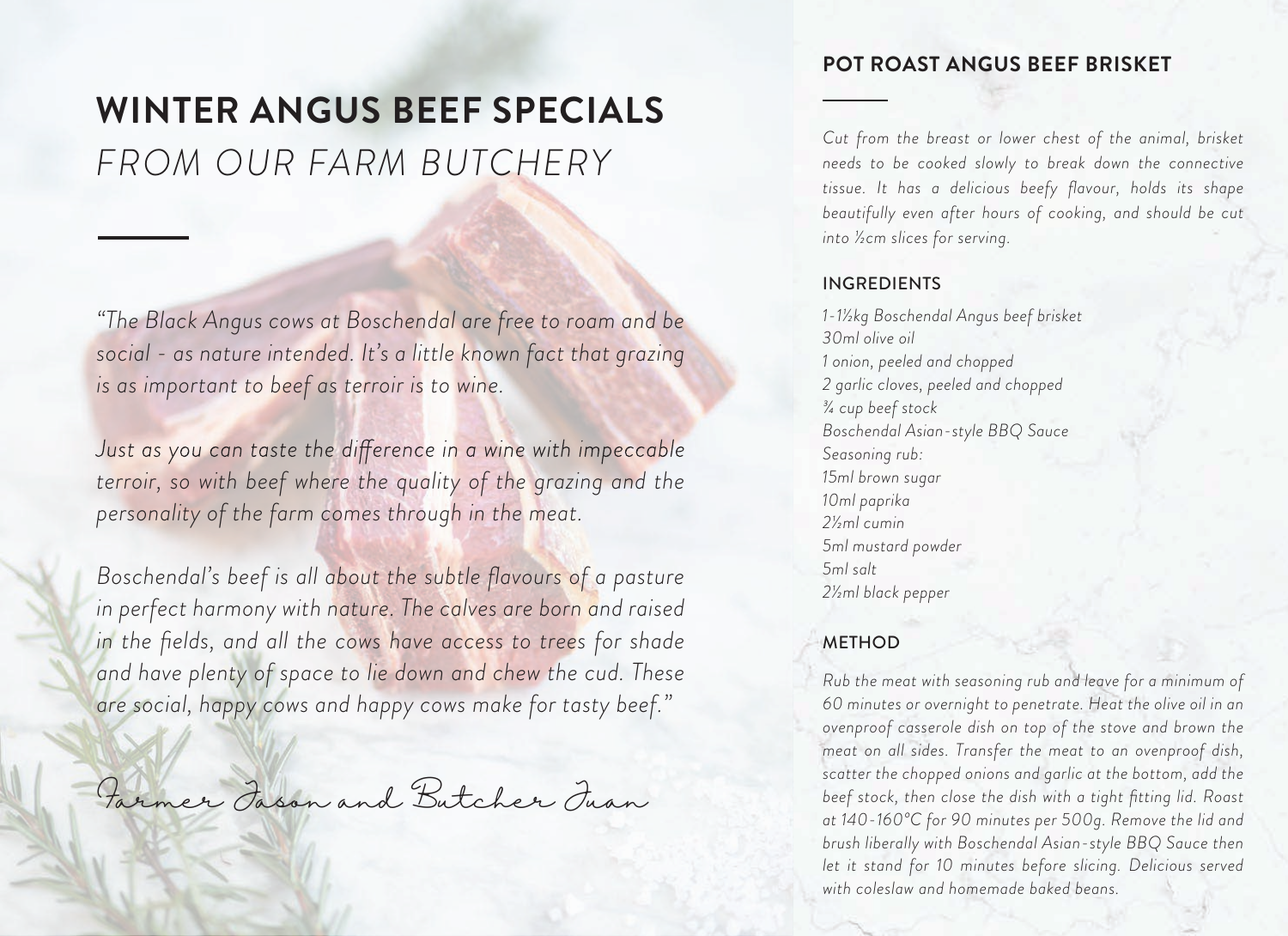# WINTER ANGUS BEEF SPECIALS

*FROM OUR FARM BUTCHERY*

*"The Black Angus cows at Boschendal are free to roam and be social - as nature intended. It's a little known fact that grazing is as important to beef as terroir is to wine.*

*Just as you can taste the difference in a wine with impeccable terroir, so with beef where the quality of the grazing and the personality of the farm comes through in the meat.*

*Boschendal's beef is all about the subtle flavours of a pasture in perfect harmony with nature. The calves are born and raised in the fields, and all the cows have access to trees for shade and have plenty of space to lie down and chew the cud. These are social, happy cows and happy cows make for tasty beef."*

Farmer Jason and Butcher Juan

## POT ROAST ANGUS BEEF BRISKET

*Cut from the breast or lower chest of the animal, brisket needs to be cooked slowly to break down the connective tissue. It has a delicious beefy flavour, holds its shape beautifully even after hours of cooking, and should be cut into ½cm slices for serving.*

### INGREDIENTS

*1-1½kg Boschendal Angus beef brisket*
*30ml olive oil*
*1 onion, peeled and chopped*
*2 garlic cloves, peeled and chopped*
*¾ cup beef stock*
*Boschendal Asian-style BBQ Sauce*
*Seasoning rub:*
*15ml brown sugar*
*10ml paprika*
*2½ml cumin*
*5ml mustard powder*
*5ml salt*
*2½ml black pepper*

### METHOD

*Rub the meat with seasoning rub and leave for a minimum of 60 minutes or overnight to penetrate. Heat the olive oil in an ovenproof casserole dish on top of the stove and brown the meat on all sides. Transfer the meat to an ovenproof dish, scatter the chopped onions and garlic at the bottom, add the beef stock, then close the dish with a tight fitting lid. Roast at 140-160°C for 90 minutes per 500g. Remove the lid and brush liberally with Boschendal Asian-style BBQ Sauce then let it stand for 10 minutes before slicing. Delicious served with coleslaw and homemade baked beans.*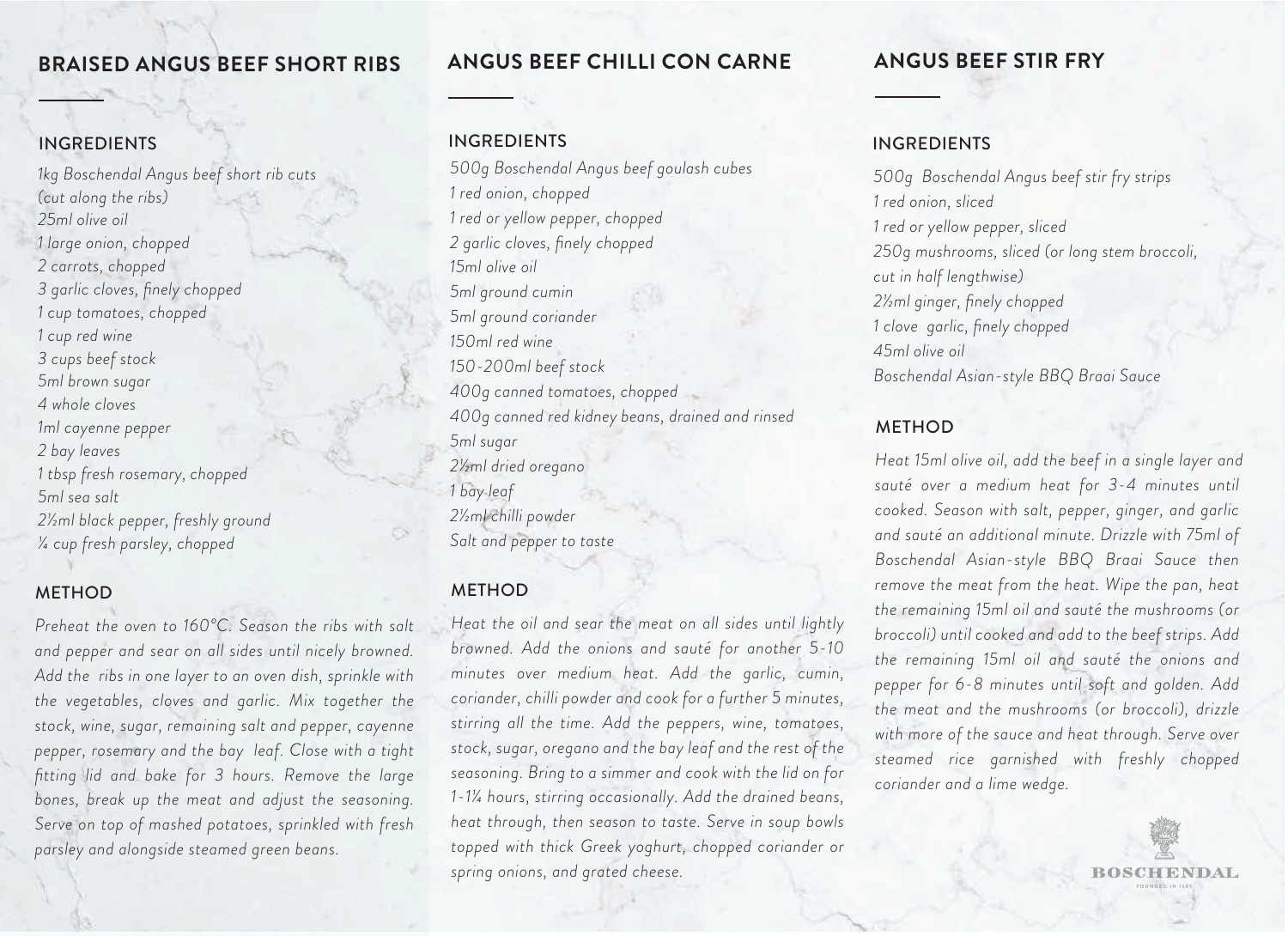## BRAISED ANGUS BEEF SHORT RIBS

### INGREDIENTS

*1kg Boschendal Angus beef short rib cuts (cut along the ribs)*
*25ml olive oil*
*1 large onion, chopped*
*2 carrots, chopped*
*3 garlic cloves, finely chopped*
*1 cup tomatoes, chopped*
*1 cup red wine*
*3 cups beef stock*
*5ml brown sugar*
*4 whole cloves*
*1ml cayenne pepper*
*2 bay leaves*
*1 tbsp fresh rosemary, chopped*
*5ml sea salt*
*2½ml black pepper, freshly ground*
*¼ cup fresh parsley, chopped*

### METHOD

*Preheat the oven to 160°C. Season the ribs with salt and pepper and sear on all sides until nicely browned. Add the ribs in one layer to an oven dish, sprinkle with the vegetables, cloves and garlic. Mix together the stock, wine, sugar, remaining salt and pepper, cayenne pepper, rosemary and the bay leaf. Close with a tight fitting lid and bake for 3 hours. Remove the large bones, break up the meat and adjust the seasoning. Serve on top of mashed potatoes, sprinkled with fresh parsley and alongside steamed green beans.*

## ANGUS BEEF CHILLI CON CARNE

### INGREDIENTS

*500g Boschendal Angus beef goulash cubes*
*1 red onion, chopped*
*1 red or yellow pepper, chopped*
*2 garlic cloves, finely chopped*
*15ml olive oil*
*5ml ground cumin*
*5ml ground coriander*
*150ml red wine*
*150-200ml beef stock*
*400g canned tomatoes, chopped*
*400g canned red kidney beans, drained and rinsed*
*5ml sugar*
*2½ml dried oregano*
*1 bay leaf*
*2½ml chilli powder*
*Salt and pepper to taste*

### METHOD

*Heat the oil and sear the meat on all sides until lightly browned. Add the onions and sauté for another 5-10 minutes over medium heat. Add the garlic, cumin, coriander, chilli powder and cook for a further 5 minutes, stirring all the time. Add the peppers, wine, tomatoes, stock, sugar, oregano and the bay leaf and the rest of the seasoning. Bring to a simmer and cook with the lid on for 1-1¼ hours, stirring occasionally. Add the drained beans, heat through, then season to taste. Serve in soup bowls topped with thick Greek yoghurt, chopped coriander or spring onions, and grated cheese.*

## ANGUS BEEF STIR FRY

### INGREDIENTS

*500g Boschendal Angus beef stir fry strips*
*1 red onion, sliced*
*1 red or yellow pepper, sliced*
*250g mushrooms, sliced (or long stem broccoli, cut in half lengthwise)*
*2½ml ginger, finely chopped*
*1 clove garlic, finely chopped*
*45ml olive oil*
*Boschendal Asian-style BBQ Braai Sauce*

### METHOD

*Heat 15ml olive oil, add the beef in a single layer and sauté over a medium heat for 3-4 minutes until cooked. Season with salt, pepper, ginger, and garlic and sauté an additional minute. Drizzle with 75ml of Boschendal Asian-style BBQ Braai Sauce then remove the meat from the heat. Wipe the pan, heat the remaining 15ml oil and sauté the mushrooms (or broccoli) until cooked and add to the beef strips. Add the remaining 15ml oil and sauté the onions and pepper for 6-8 minutes until soft and golden. Add the meat and the mushrooms (or broccoli), drizzle with more of the sauce and heat through. Serve over steamed rice garnished with freshly chopped coriander and a lime wedge.*

BOSCHENDAL
FOUNDED IN 1685